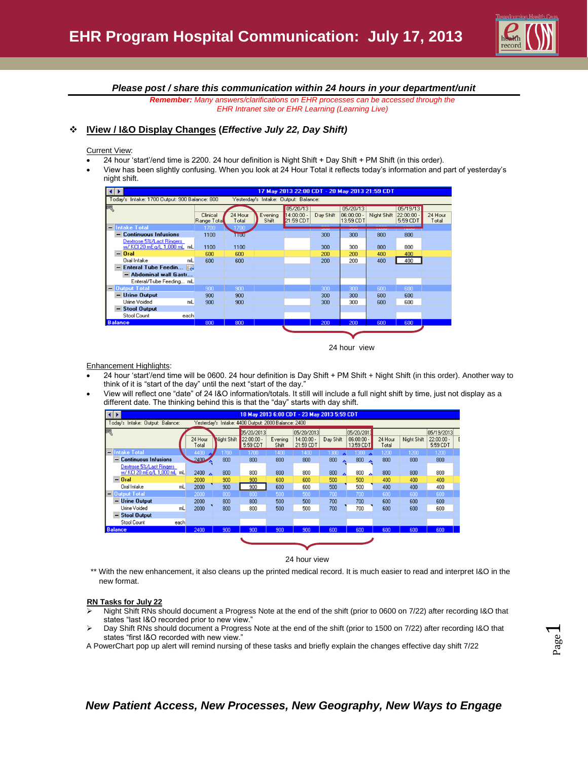# EHR Program Hospital Communication: July 17, 2013

***Please post / share this communication within 24 hours in your department/unit***

***Remember:** Many answers/clarifications on EHR processes can be accessed through the EHR Intranet site or EHR Learning (Learning Live)*

## IView / I&O Display Changes (*Effective July 22, Day Shift*)

Current View:

- 24 hour 'start'/end time is 2200. 24 hour definition is Night Shift + Day Shift + PM Shift (in this order).
- View has been slightly confusing. When you look at 24 Hour Total it reflects today's information and part of yesterday's night shift.

17 May 2013 22:00 CDT - 20 May 2013 21:59 CDT

Today's Intake: 1700 Output: 900 Balance: 800 | Yesterday's Intake: Output: Balance:

| | Clinical Range Total | 24 Hour Total | Evening Shift | 05/20/13 14:00:00 - 21:59 CDT | Day Shift | 05/20/13 06:00:00 - 13:59 CDT | Night Shift | 05/19/13 22:00:00 - 5:59 CDT | 24 Hour Total |
|---|---|---|---|---|---|---|---|---|---|
| Intake Total | 1700 | 1700 | | | 300 | 300 | 800 | 1200 | |
| Continuous Infusions | 1100 | 1100 | | | 300 | 300 | 800 | 800 | |
| Dextrose 5%/Lact Ringers w/ KCl 20 mEq/L 1,000 mL mL | 1100 | 1100 | | | 300 | 300 | 800 | 800 | |
| Oral | 600 | 600 | | | 200 | 200 | 400 | 400 | |
| Oral Intake mL | 600 | 600 | | | 200 | 200 | 400 | 400 | |
| Enteral Tube Feedin... | | | | | | | | | |
| Abdominal wall Gastr... | | | | | | | | | |
| Enteral/Tube Feeding... mL | | | | | | | | | |
| Output Total | 900 | 900 | | | 300 | 300 | 600 | 600 | |
| Urine Output | 900 | 900 | | | 300 | 300 | 600 | 600 | |
| Urine Voided mL | 900 | 900 | | | 300 | 300 | 600 | 600 | |
| Stool Output | | | | | | | | | |
| Stool Count each | | | | | | | | | |
| Balance | 800 | 800 | | | 200 | 200 | 600 | 600 | |

24 hour view

Enhancement Highlights:

- 24 hour 'start'/end time will be 0600. 24 hour definition is Day Shift + PM Shift + Night Shift (in this order). Another way to think of it is "start of the day" until the next "start of the day."
- View will reflect one "date" of 24 I&O information/totals. It still will include a full night shift by time, just not display as a different date. The thinking behind this is that the "day" starts with day shift.

18 May 2013 6:00 CDT - 23 May 2013 5:59 CDT

Today's Intake: Output: Balance: | Yesterday's Intake: 4400 Output: 2000 Balance: 2400

| | 24 Hour Total | Night Shift | 05/20/2013 22:00:00 - 5:59 CDT | Evening Shift | 05/20/2013 14:00:00 - 21:59 CDT | Day Shift | 05/20/2013 06:00:00 - 13:59 CDT | 24 Hour Total | Night Shift | 05/19/2013 22:00:00 - 5:59 CDT |
|---|---|---|---|---|---|---|---|---|---|---|
| Intake Total | 4400 | 1700 | 1700 | 1400 | 1400 | 1300 | 1300 | 1200 | 1200 | 1200 |
| Continuous Infusions | 2400 | 800 | 800 | 800 | 800 | 800 | 800 | 800 | 800 | 800 |
| Dextrose 5%/Lact Ringers w/ KCl 20 mEq/L 1,000 mL mL | 2400 | 800 | 800 | 800 | 800 | 800 | 800 | 800 | 800 | 800 |
| Oral | 2000 | 900 | 900 | 600 | 600 | 500 | 500 | 400 | 400 | 400 |
| Oral Intake mL | 2000 | 900 | 900 | 600 | 600 | 500 | 500 | 400 | 400 | 400 |
| Output Total | 2000 | 800 | 800 | 500 | 500 | 700 | 700 | 600 | 600 | 600 |
| Urine Output | 2000 | 800 | 800 | 500 | 500 | 700 | 700 | 600 | 600 | 600 |
| Urine Voided mL | 2000 | 800 | 800 | 500 | 500 | 700 | 700 | 600 | 600 | 600 |
| Stool Output | | | | | | | | | | |
| Stool Count each | | | | | | | | | | |
| Balance | 2400 | 900 | 900 | 900 | 900 | 600 | 600 | 600 | 600 | 600 |

24 hour view

** With the new enhancement, it also cleans up the printed medical record. It is much easier to read and interpret I&O in the new format.

**RN Tasks for July 22**

- Night Shift RNs should document a Progress Note at the end of the shift (prior to 0600 on 7/22) after recording I&O that states "last I&O recorded prior to new view."
- Day Shift RNs should document a Progress Note at the end of the shift (prior to 1500 on 7/22) after recording I&O that states "first I&O recorded with new view."

A PowerChart pop up alert will remind nursing of these tasks and briefly explain the changes effective day shift 7/22

***New Patient Access, New Processes, New Geography, New Ways to Engage***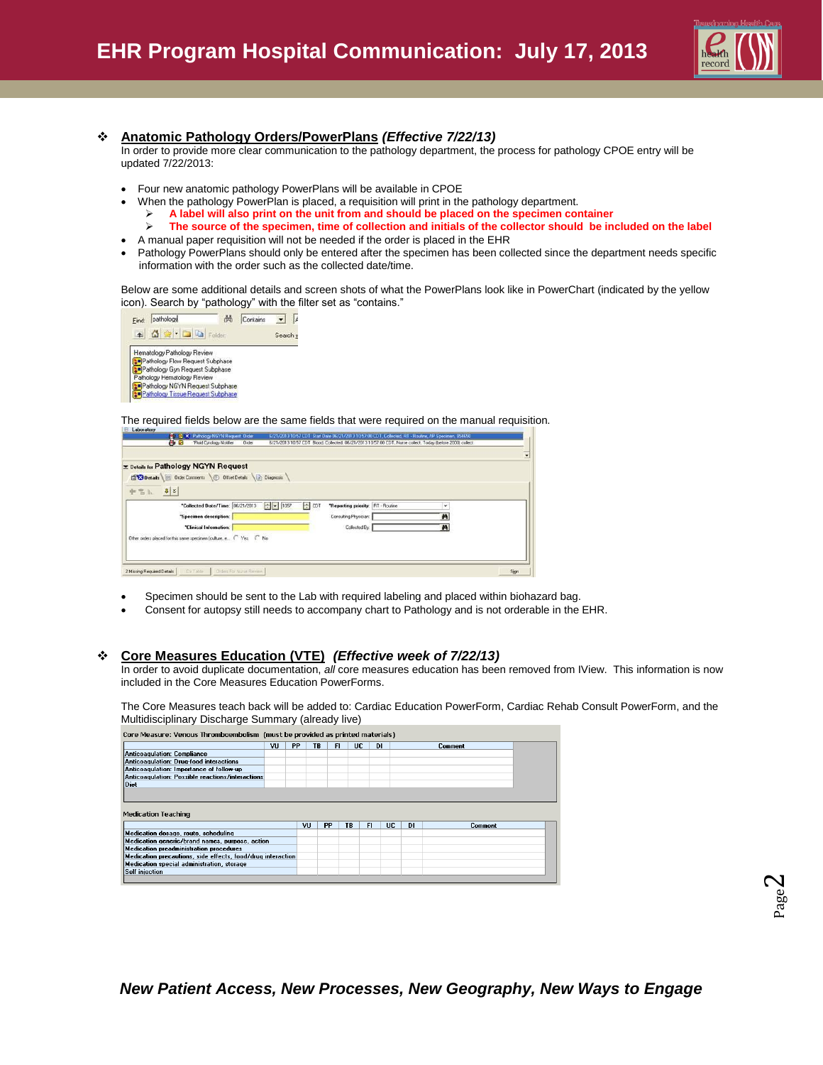## ❖ Anatomic Pathology Orders/PowerPlans *(Effective 7/22/13)*

In order to provide more clear communication to the pathology department, the process for pathology CPOE entry will be updated 7/22/2013:

- Four new anatomic pathology PowerPlans will be available in CPOE
- When the pathology PowerPlan is placed, a requisition will print in the pathology department.
  - **A label will also print on the unit from and should be placed on the specimen container**
  - **The source of the specimen, time of collection and initials of the collector should be included on the label**
- A manual paper requisition will not be needed if the order is placed in the EHR
- Pathology PowerPlans should only be entered after the specimen has been collected since the department needs specific information with the order such as the collected date/time.

Below are some additional details and screen shots of what the PowerPlans look like in PowerChart (indicated by the yellow icon). Search by "pathology" with the filter set as "contains."

Find: pathology | Contains

- Hematology Pathology Review
- Pathology Flow Request Subphase
- Pathology Gyn Request Subphase
- Pathology Hematology Review
- Pathology NGYN Request Subphase
- Pathology Tissue Request Subphase

The required fields below are the same fields that were required on the manual requisition.

Details for Pathology NGYN Request

- *Collected Date/Time: 06/21/2013 1057 CDT
- *Reporting priority: RT - Routine
- *Specimen description:
- *Clinical Information:
- Consulting Physician:
- Collected By:
- Other orders placed for this same specimen (culture, e... ○ Yes ○ No

- Specimen should be sent to the Lab with required labeling and placed within biohazard bag.
- Consent for autopsy still needs to accompany chart to Pathology and is not orderable in the EHR.

## ❖ Core Measures Education (VTE) *(Effective week of 7/22/13)*

In order to avoid duplicate documentation, *all* core measures education has been removed from IView. This information is now included in the Core Measures Education PowerForms.

The Core Measure teach back will be added to: Cardiac Education PowerForm, Cardiac Rehab Consult PowerForm, and the Multidisciplinary Discharge Summary (already live)

Core Measure: Venous Thromboembolism (must be provided as printed materials)

| | VU | PP | TB | FI | UC | DI | Comment |
|---|---|---|---|---|---|---|---|
| Anticoagulation: Compliance | | | | | | | |
| Anticoagulation: Drug-food interactions | | | | | | | |
| Anticoagulation: Importance of follow-up | | | | | | | |
| Anticoagulation: Possible reactions/interactions | | | | | | | |
| Diet | | | | | | | |

Medication Teaching

| | VU | PP | TB | FI | UC | DI | Comment |
|---|---|---|---|---|---|---|---|
| Medication dosage, route, scheduling | | | | | | | |
| Medication generic/brand names, purpose, action | | | | | | | |
| Medication preadministration procedures | | | | | | | |
| Medication precautions, side effects, food/drug interaction | | | | | | | |
| Medication special administration, storage | | | | | | | |
| Self injection | | | | | | | |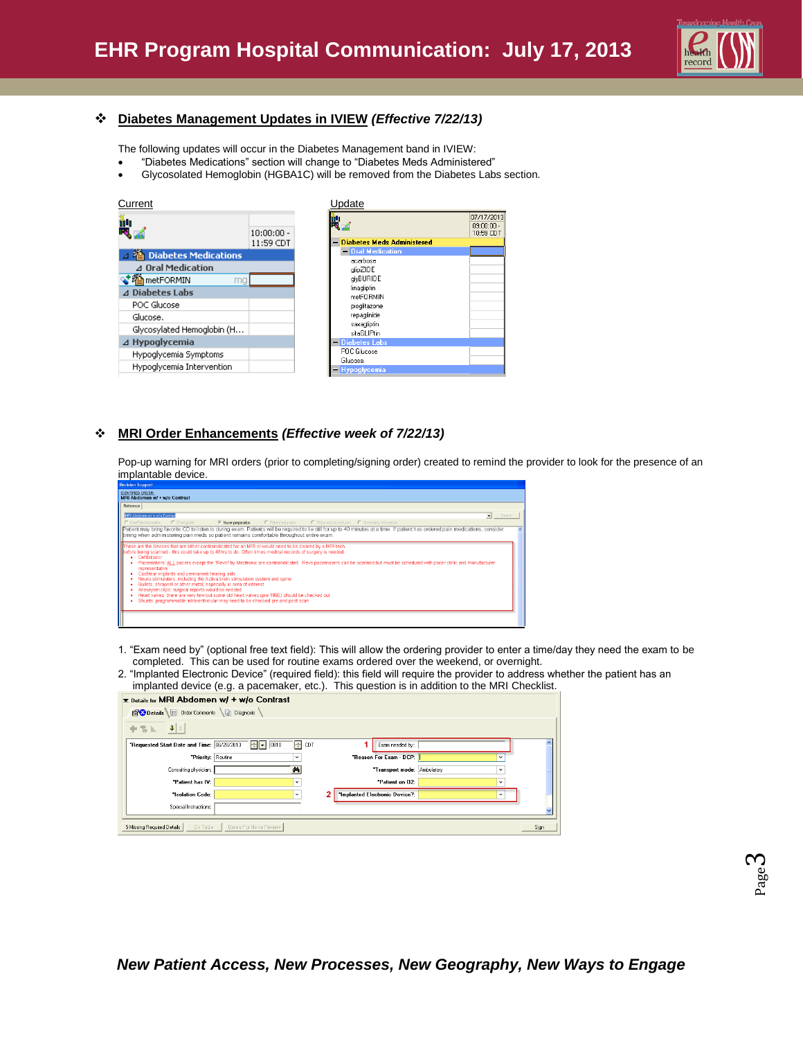## ❖ Diabetes Management Updates in IVIEW *(Effective 7/22/13)*

The following updates will occur in the Diabetes Management band in IVIEW:

- "Diabetes Medications" section will change to "Diabetes Meds Administered"
- Glycosolated Hemoglobin (HGBA1C) will be removed from the Diabetes Labs section.

Current

| | 10:00:00 - 11:59 CDT |
|---|---|
| Diabetes Medications | |
| Oral Medication | |
| metFORMIN mg | |
| Diabetes Labs | |
| POC Glucose | |
| Glucose. | |
| Glycosylated Hemoglobin (H... | |
| Hypoglycemia | |
| Hypoglycemia Symptoms | |
| Hypoglycemia Intervention | |

Update

| | 07/17/2013 09:00:00 - 10:59 CDT |
|---|---|
| Diabetes Meds Administered | |
| Oral Medication | |
| acarbose | |
| glipZIDE | |
| glyBURIDE | |
| linagliptin | |
| metFORMIN | |
| pioglitazone | |
| repaglinide | |
| saxagliptin | |
| sitaGLIPtin | |
| Diabetes Labs | |
| POC Glucose | |
| Glucose | |
| Hypoglycemia | |

## ❖ MRI Order Enhancements *(Effective week of 7/22/13)*

Pop-up warning for MRI orders (prior to completing/signing order) created to remind the provider to look for the presence of an implantable device.

Decision Support

IDENTIFIED ORDER:
MRI Abdomen w/ + w/o Contrast

Patient may bring favorite CD to listen to during exam. Patients will be required to lie still for up to 40 minutes at a time. If patient has ordered pain medications, consider timing when administering pain meds so patient remains comfortable throughout entire exam.

These are the devices that are either contraindicated for an MRI or would need to be cleared by a MRI tech before being scanned - this could take up to 48hrs to do. Often times medical records of surgery is needed.

- Defibrillator
- Pacemakers: ALL pacers except the "Revo" by Medtronic are contraindicated. Revo pacemakers can be scanned but must be scheduled with pacer clinic and manufacturer representative
- Cochlear implants and permanent hearing aids
- Neuro-stimulators; including the Activa brain stimulation system and spine
- Bullets, shrapnel or other metal, especially in area of interest
- Aneurysm clips: surgical reports would be needed
- Heart valves: there are very few but some old heart valves (pre 1990) should be checked out
- Shunts: programmable intraventricular may need to be checked pre and post scan

1. "Exam need by" (optional free text field): This will allow the ordering provider to enter a time/day they need the exam to be completed. This can be used for routine exams ordered over the weekend, or overnight.
2. "Implanted Electronic Device" (required field): this field will require the provider to address whether the patient has an implanted device (e.g. a pacemaker, etc.). This question is in addition to the MRI Checklist.

Details for MRI Abdomen w/ + w/o Contrast

| Field | Value | | Field | Value |
|---|---|---|---|---|
| *Requested Start Date and Time: | 06/28/2013 0810 CDT | 1 | Exam needed by: | |
| *Priority: | Routine | | *Reason For Exam - DCP: | |
| Consulting physician: | | | *Transport mode: | Ambulatory |
| *Patient has IV: | | | *Patient on O2: | |
| *Isolation Code: | | 2 | *Implanted Electronic Device?: | |
| Special Instructions: | | | | |

5 Missing Required Details

*New Patient Access, New Processes, New Geography, New Ways to Engage*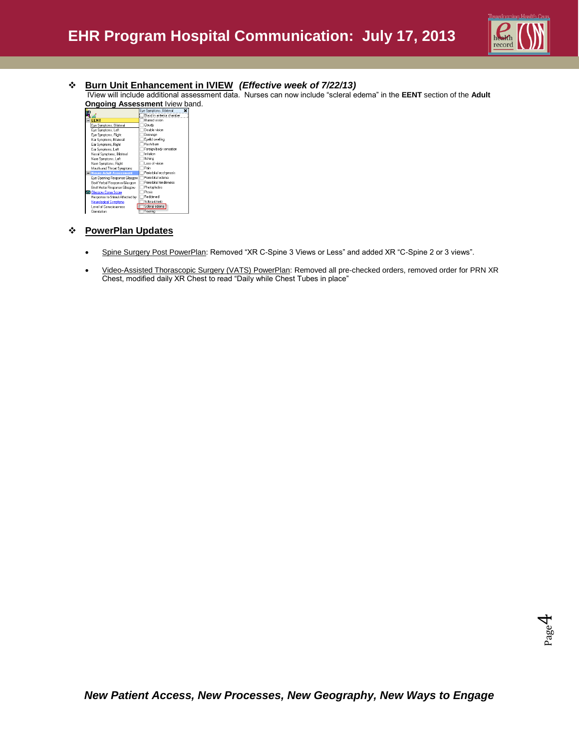# EHR Program Hospital Communication: July 17, 2013

❖ **Burn Unit Enhancement in IVIEW** ***(Effective week of 7/22/13)***

IView will include additional assessment data. Nurses can now include "scleral edema" in the **EENT** section of the **Adult Ongoing Assessment** Iview band.

❖ **PowerPlan Updates**

- Spine Surgery Post PowerPlan: Removed "XR C-Spine 3 Views or Less" and added XR "C-Spine 2 or 3 views".
- Video-Assisted Thorascopic Surgery (VATS) PowerPlan: Removed all pre-checked orders, removed order for PRN XR Chest, modified daily XR Chest to read "Daily while Chest Tubes in place"

*New Patient Access, New Processes, New Geography, New Ways to Engage*